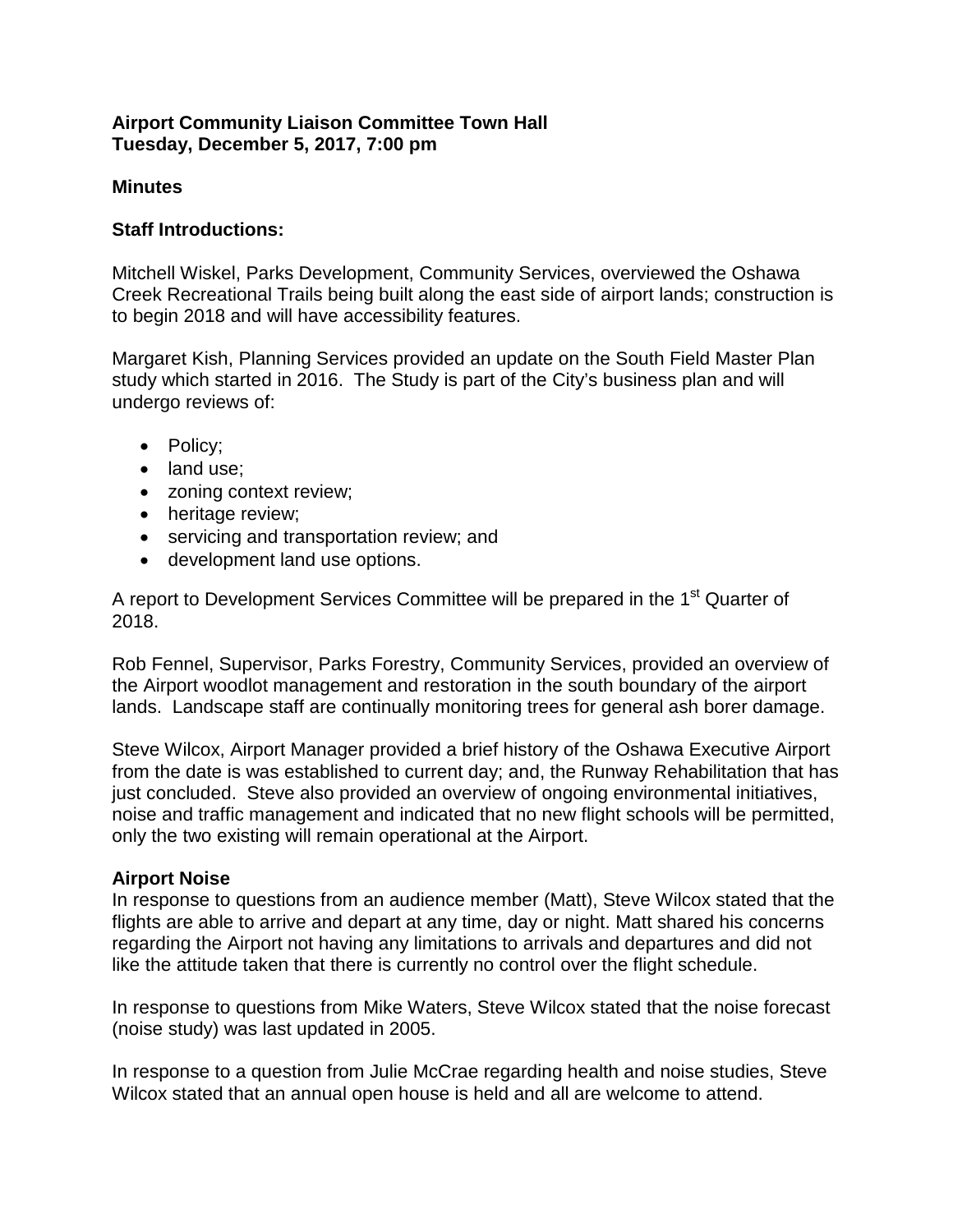**Airport Community Liaison Committee Town Hall**
**Tuesday, December 5, 2017, 7:00 pm**

**Minutes**

**Staff Introductions:**

Mitchell Wiskel, Parks Development, Community Services, overviewed the Oshawa Creek Recreational Trails being built along the east side of airport lands; construction is to begin 2018 and will have accessibility features.

Margaret Kish, Planning Services provided an update on the South Field Master Plan study which started in 2016. The Study is part of the City's business plan and will undergo reviews of:

- Policy;
- land use;
- zoning context review;
- heritage review;
- servicing and transportation review; and
- development land use options.

A report to Development Services Committee will be prepared in the 1st Quarter of 2018.

Rob Fennel, Supervisor, Parks Forestry, Community Services, provided an overview of the Airport woodlot management and restoration in the south boundary of the airport lands. Landscape staff are continually monitoring trees for general ash borer damage.

Steve Wilcox, Airport Manager provided a brief history of the Oshawa Executive Airport from the date is was established to current day; and, the Runway Rehabilitation that has just concluded. Steve also provided an overview of ongoing environmental initiatives, noise and traffic management and indicated that no new flight schools will be permitted, only the two existing will remain operational at the Airport.

**Airport Noise**

In response to questions from an audience member (Matt), Steve Wilcox stated that the flights are able to arrive and depart at any time, day or night. Matt shared his concerns regarding the Airport not having any limitations to arrivals and departures and did not like the attitude taken that there is currently no control over the flight schedule.

In response to questions from Mike Waters, Steve Wilcox stated that the noise forecast (noise study) was last updated in 2005.

In response to a question from Julie McCrae regarding health and noise studies, Steve Wilcox stated that an annual open house is held and all are welcome to attend.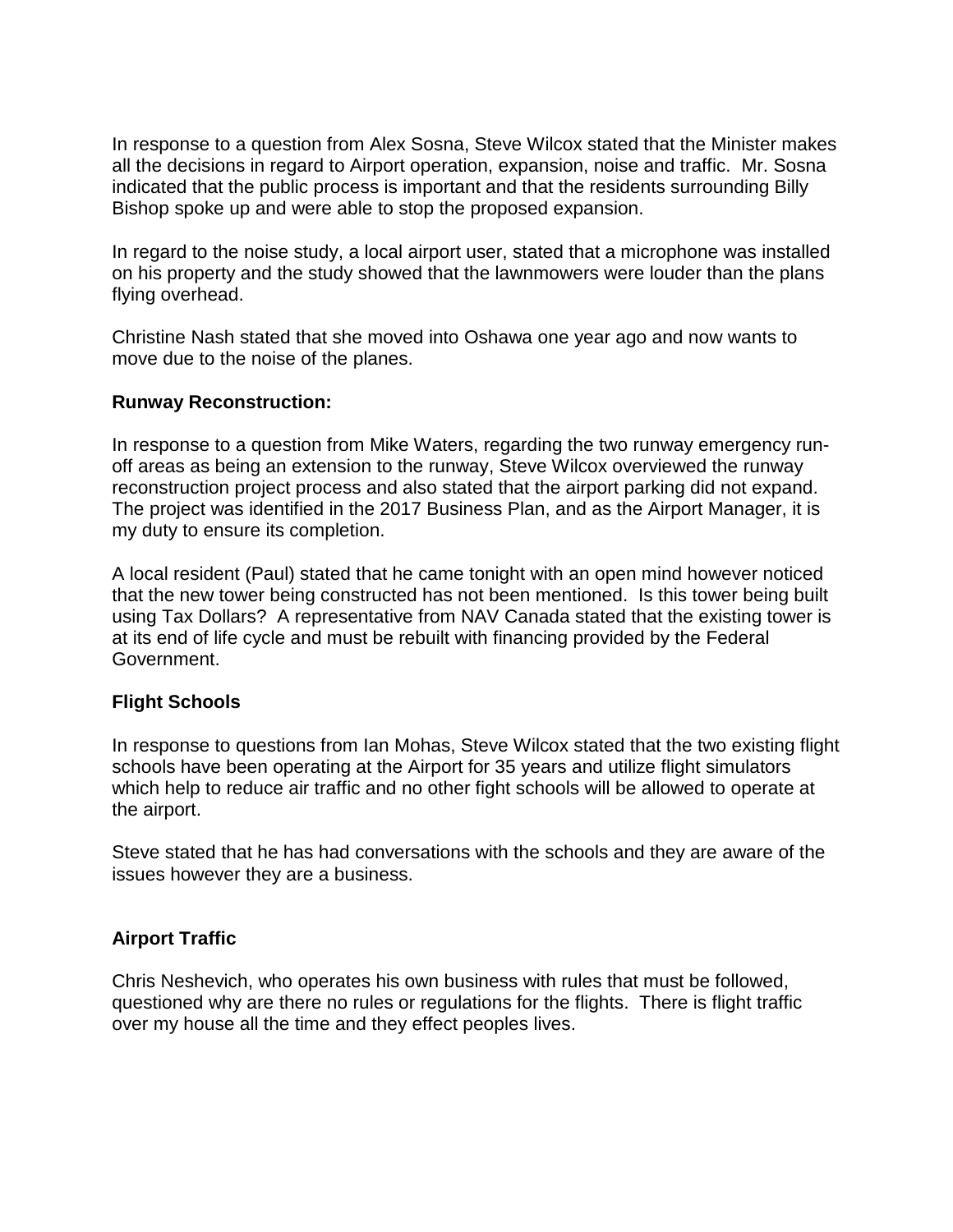In response to a question from Alex Sosna, Steve Wilcox stated that the Minister makes all the decisions in regard to Airport operation, expansion, noise and traffic. Mr. Sosna indicated that the public process is important and that the residents surrounding Billy Bishop spoke up and were able to stop the proposed expansion.

In regard to the noise study, a local airport user, stated that a microphone was installed on his property and the study showed that the lawnmowers were louder than the plans flying overhead.

Christine Nash stated that she moved into Oshawa one year ago and now wants to move due to the noise of the planes.

**Runway Reconstruction:**

In response to a question from Mike Waters, regarding the two runway emergency run-off areas as being an extension to the runway, Steve Wilcox overviewed the runway reconstruction project process and also stated that the airport parking did not expand. The project was identified in the 2017 Business Plan, and as the Airport Manager, it is my duty to ensure its completion.

A local resident (Paul) stated that he came tonight with an open mind however noticed that the new tower being constructed has not been mentioned. Is this tower being built using Tax Dollars? A representative from NAV Canada stated that the existing tower is at its end of life cycle and must be rebuilt with financing provided by the Federal Government.

**Flight Schools**

In response to questions from Ian Mohas, Steve Wilcox stated that the two existing flight schools have been operating at the Airport for 35 years and utilize flight simulators which help to reduce air traffic and no other fight schools will be allowed to operate at the airport.

Steve stated that he has had conversations with the schools and they are aware of the issues however they are a business.

**Airport Traffic**

Chris Neshevich, who operates his own business with rules that must be followed, questioned why are there no rules or regulations for the flights. There is flight traffic over my house all the time and they effect peoples lives.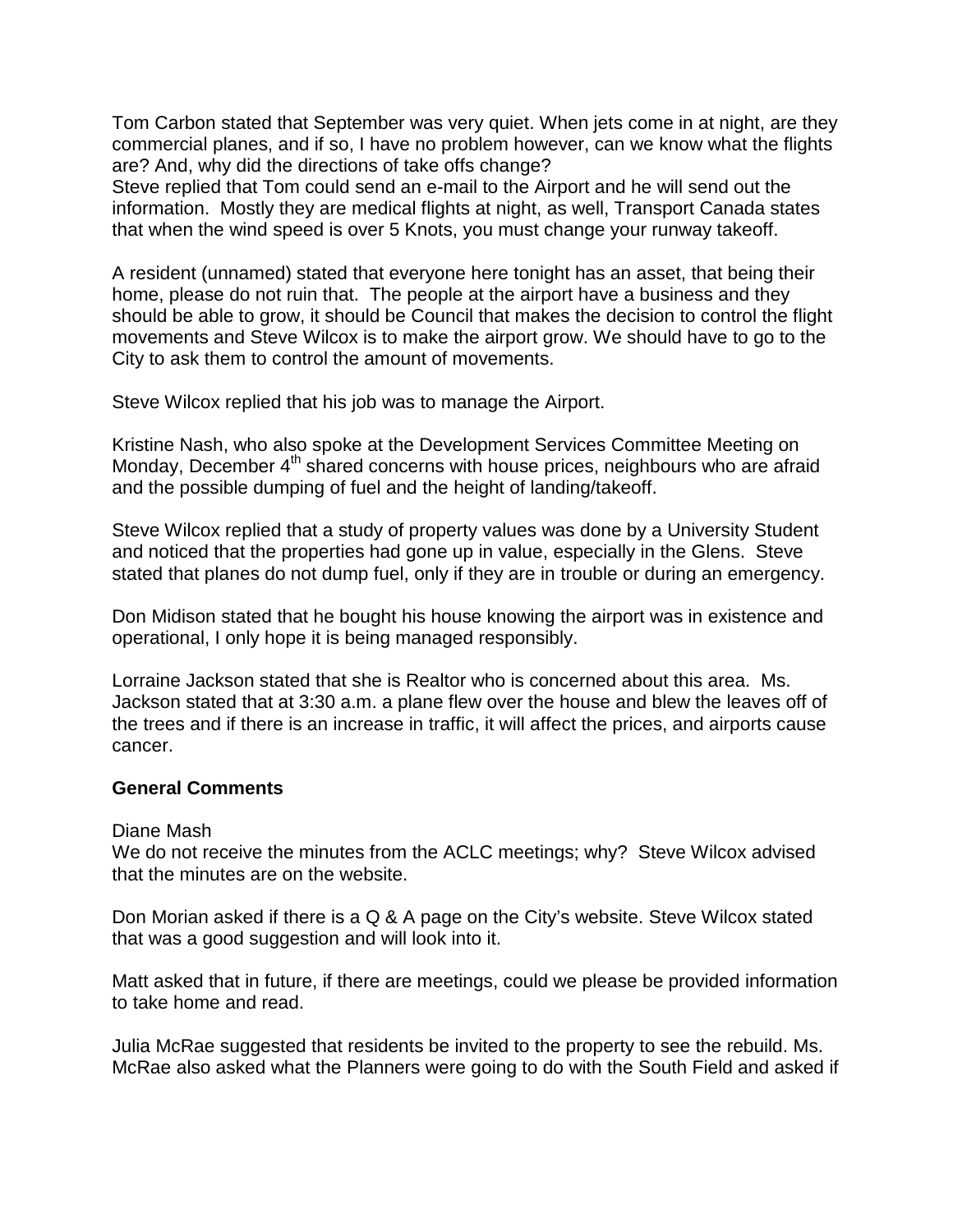Tom Carbon stated that September was very quiet. When jets come in at night, are they commercial planes, and if so, I have no problem however, can we know what the flights are? And, why did the directions of take offs change?
Steve replied that Tom could send an e-mail to the Airport and he will send out the information. Mostly they are medical flights at night, as well, Transport Canada states that when the wind speed is over 5 Knots, you must change your runway takeoff.

A resident (unnamed) stated that everyone here tonight has an asset, that being their home, please do not ruin that. The people at the airport have a business and they should be able to grow, it should be Council that makes the decision to control the flight movements and Steve Wilcox is to make the airport grow. We should have to go to the City to ask them to control the amount of movements.

Steve Wilcox replied that his job was to manage the Airport.

Kristine Nash, who also spoke at the Development Services Committee Meeting on Monday, December 4th shared concerns with house prices, neighbours who are afraid and the possible dumping of fuel and the height of landing/takeoff.

Steve Wilcox replied that a study of property values was done by a University Student and noticed that the properties had gone up in value, especially in the Glens. Steve stated that planes do not dump fuel, only if they are in trouble or during an emergency.

Don Midison stated that he bought his house knowing the airport was in existence and operational, I only hope it is being managed responsibly.

Lorraine Jackson stated that she is Realtor who is concerned about this area. Ms. Jackson stated that at 3:30 a.m. a plane flew over the house and blew the leaves off of the trees and if there is an increase in traffic, it will affect the prices, and airports cause cancer.

## General Comments

Diane Mash
We do not receive the minutes from the ACLC meetings; why? Steve Wilcox advised that the minutes are on the website.

Don Morian asked if there is a Q & A page on the City's website. Steve Wilcox stated that was a good suggestion and will look into it.

Matt asked that in future, if there are meetings, could we please be provided information to take home and read.

Julia McRae suggested that residents be invited to the property to see the rebuild. Ms. McRae also asked what the Planners were going to do with the South Field and asked if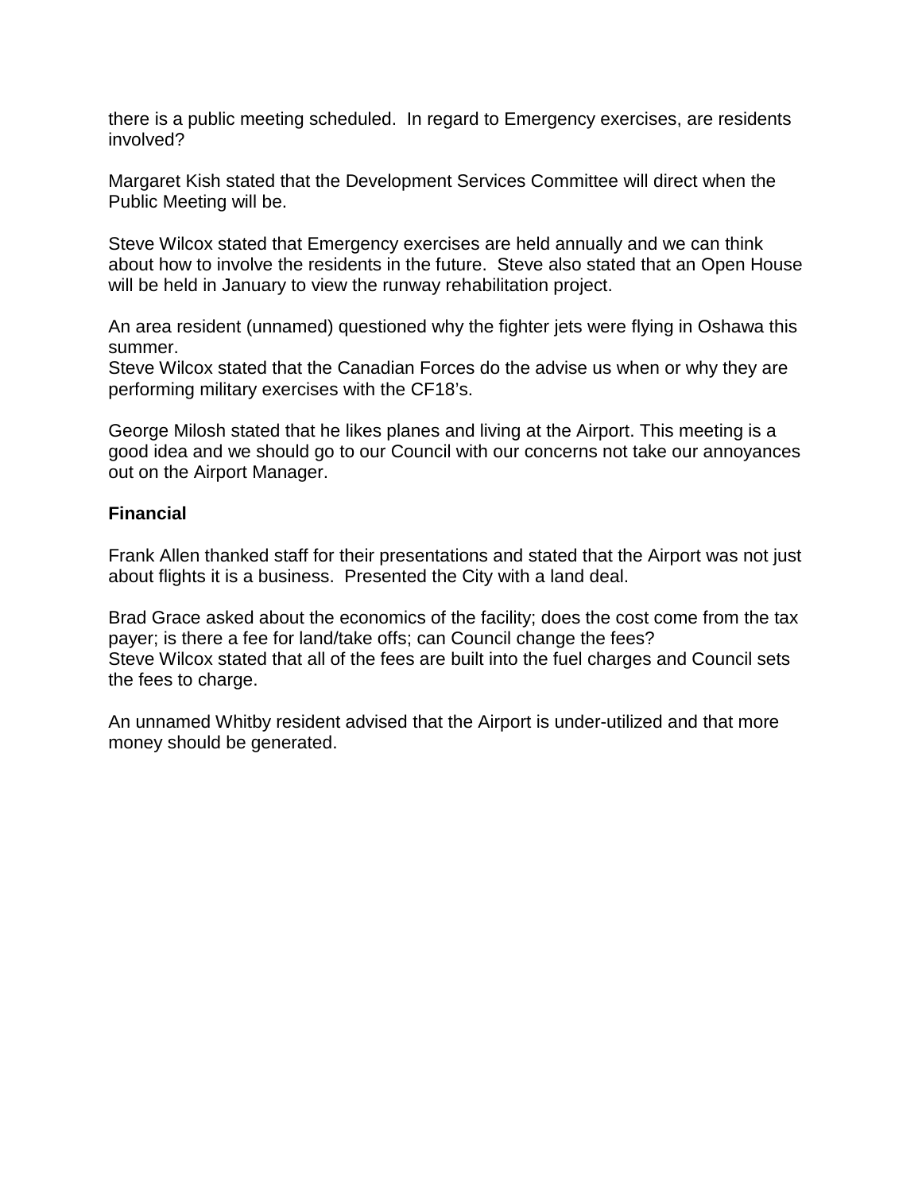there is a public meeting scheduled.  In regard to Emergency exercises, are residents involved?

Margaret Kish stated that the Development Services Committee will direct when the Public Meeting will be.

Steve Wilcox stated that Emergency exercises are held annually and we can think about how to involve the residents in the future.  Steve also stated that an Open House will be held in January to view the runway rehabilitation project.

An area resident (unnamed) questioned why the fighter jets were flying in Oshawa this summer.
Steve Wilcox stated that the Canadian Forces do the advise us when or why they are performing military exercises with the CF18's.

George Milosh stated that he likes planes and living at the Airport. This meeting is a good idea and we should go to our Council with our concerns not take our annoyances out on the Airport Manager.

**Financial**

Frank Allen thanked staff for their presentations and stated that the Airport was not just about flights it is a business.  Presented the City with a land deal.

Brad Grace asked about the economics of the facility; does the cost come from the tax payer; is there a fee for land/take offs; can Council change the fees?
Steve Wilcox stated that all of the fees are built into the fuel charges and Council sets the fees to charge.

An unnamed Whitby resident advised that the Airport is under-utilized and that more money should be generated.